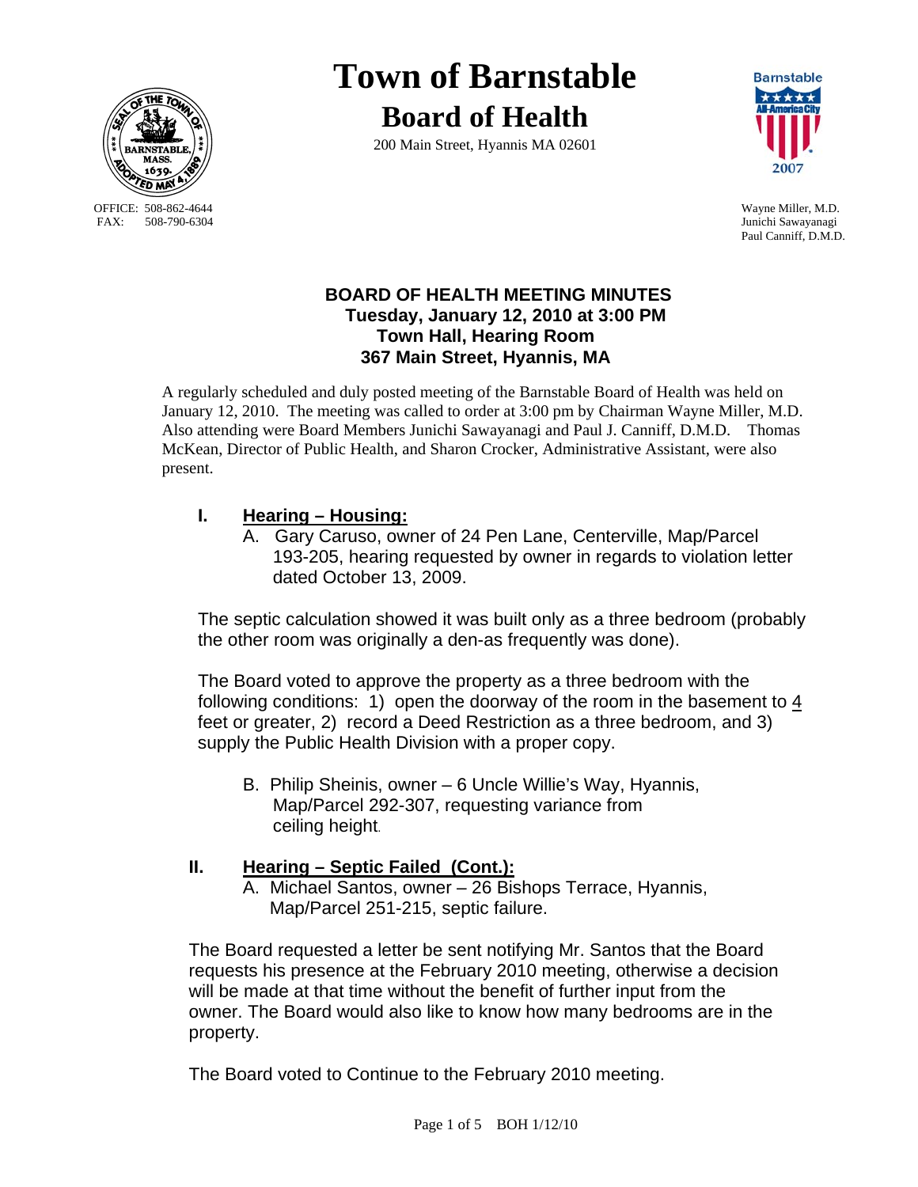# Town of Barnstable

## Board of Health

200 Main Street, Hyannis MA 02601

OFFICE: 508-862-4644
FAX: 508-790-6304

Wayne Miller, M.D.
Junichi Sawayanagi
Paul Canniff, D.M.D.

### BOARD OF HEALTH MEETING MINUTES
### Tuesday, January 12, 2010 at 3:00 PM
### Town Hall, Hearing Room
### 367 Main Street, Hyannis, MA

A regularly scheduled and duly posted meeting of the Barnstable Board of Health was held on January 12, 2010. The meeting was called to order at 3:00 pm by Chairman Wayne Miller, M.D. Also attending were Board Members Junichi Sawayanagi and Paul J. Canniff, D.M.D. Thomas McKean, Director of Public Health, and Sharon Crocker, Administrative Assistant, were also present.

## I. Hearing – Housing:

A. Gary Caruso, owner of 24 Pen Lane, Centerville, Map/Parcel 193-205, hearing requested by owner in regards to violation letter dated October 13, 2009.

The septic calculation showed it was built only as a three bedroom (probably the other room was originally a den-as frequently was done).

The Board voted to approve the property as a three bedroom with the following conditions: 1) open the doorway of the room in the basement to <u>4</u> feet or greater, 2) record a Deed Restriction as a three bedroom, and 3) supply the Public Health Division with a proper copy.

B. Philip Sheinis, owner – 6 Uncle Willie's Way, Hyannis, Map/Parcel 292-307, requesting variance from ceiling height.

## II. Hearing – Septic Failed (Cont.):

A. Michael Santos, owner – 26 Bishops Terrace, Hyannis, Map/Parcel 251-215, septic failure.

The Board requested a letter be sent notifying Mr. Santos that the Board requests his presence at the February 2010 meeting, otherwise a decision will be made at that time without the benefit of further input from the owner. The Board would also like to know how many bedrooms are in the property.

The Board voted to Continue to the February 2010 meeting.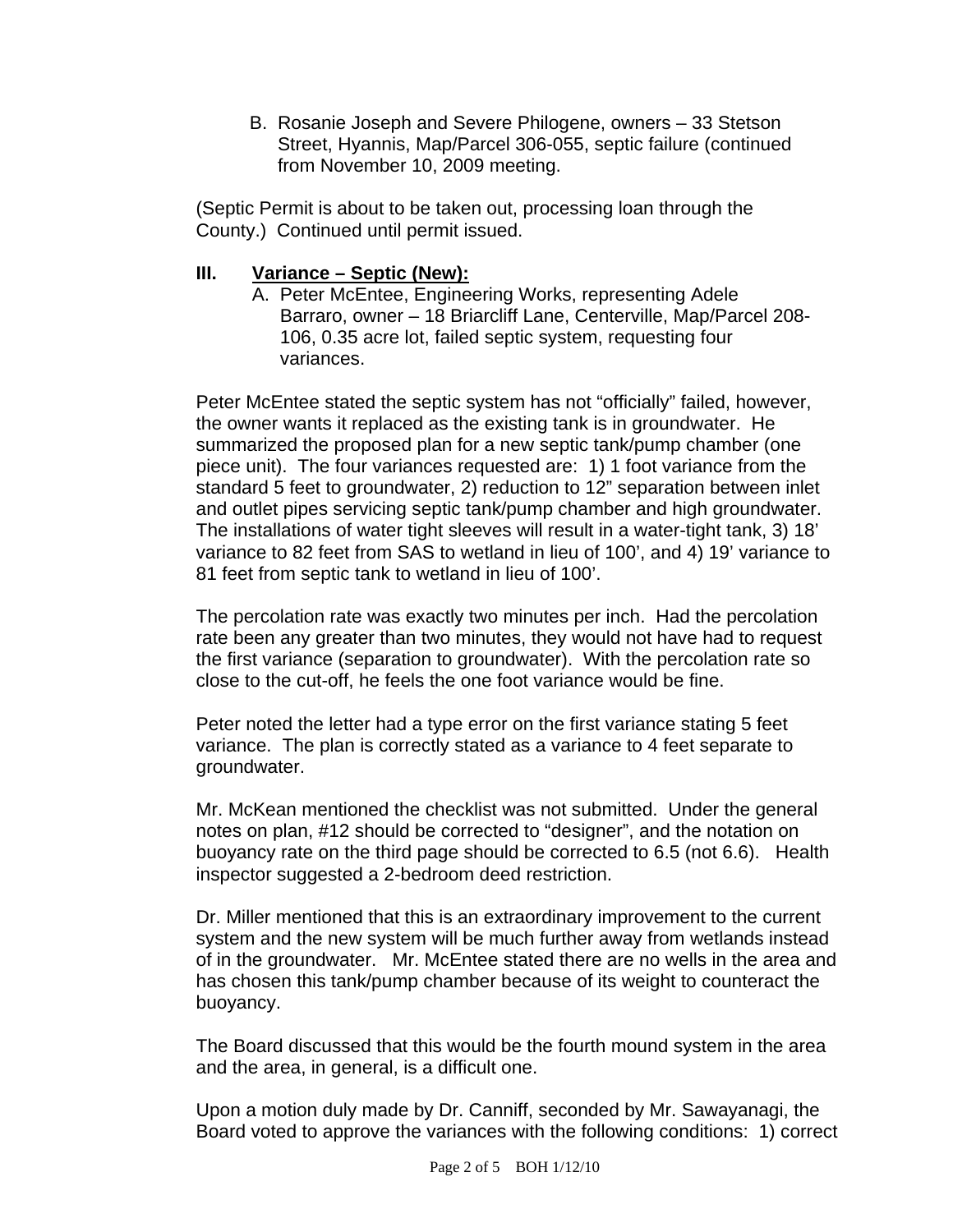B. Rosanie Joseph and Severe Philogene, owners – 33 Stetson Street, Hyannis, Map/Parcel 306-055, septic failure (continued from November 10, 2009 meeting.

(Septic Permit is about to be taken out, processing loan through the County.) Continued until permit issued.

## III. Variance – Septic (New):

A. Peter McEntee, Engineering Works, representing Adele Barraro, owner – 18 Briarcliff Lane, Centerville, Map/Parcel 208-106, 0.35 acre lot, failed septic system, requesting four variances.

Peter McEntee stated the septic system has not "officially" failed, however, the owner wants it replaced as the existing tank is in groundwater. He summarized the proposed plan for a new septic tank/pump chamber (one piece unit). The four variances requested are: 1) 1 foot variance from the standard 5 feet to groundwater, 2) reduction to 12" separation between inlet and outlet pipes servicing septic tank/pump chamber and high groundwater. The installations of water tight sleeves will result in a water-tight tank, 3) 18' variance to 82 feet from SAS to wetland in lieu of 100', and 4) 19' variance to 81 feet from septic tank to wetland in lieu of 100'.

The percolation rate was exactly two minutes per inch. Had the percolation rate been any greater than two minutes, they would not have had to request the first variance (separation to groundwater). With the percolation rate so close to the cut-off, he feels the one foot variance would be fine.

Peter noted the letter had a type error on the first variance stating 5 feet variance. The plan is correctly stated as a variance to 4 feet separate to groundwater.

Mr. McKean mentioned the checklist was not submitted. Under the general notes on plan, #12 should be corrected to "designer", and the notation on buoyancy rate on the third page should be corrected to 6.5 (not 6.6). Health inspector suggested a 2-bedroom deed restriction.

Dr. Miller mentioned that this is an extraordinary improvement to the current system and the new system will be much further away from wetlands instead of in the groundwater. Mr. McEntee stated there are no wells in the area and has chosen this tank/pump chamber because of its weight to counteract the buoyancy.

The Board discussed that this would be the fourth mound system in the area and the area, in general, is a difficult one.

Upon a motion duly made by Dr. Canniff, seconded by Mr. Sawayanagi, the Board voted to approve the variances with the following conditions: 1) correct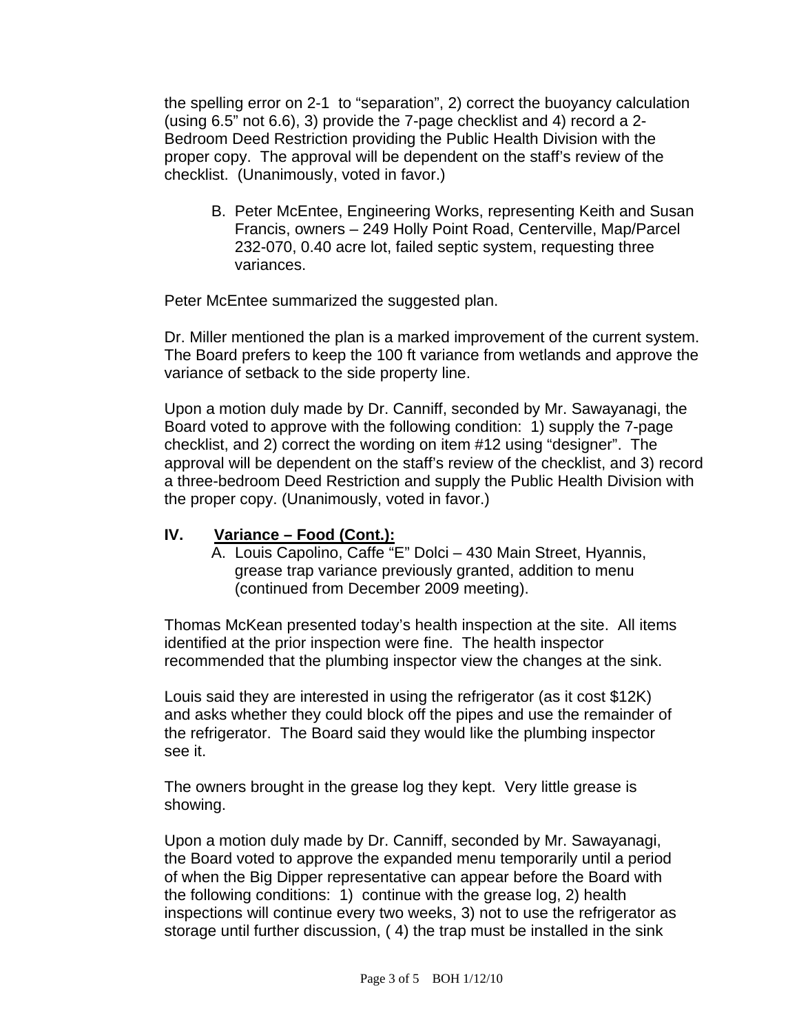the spelling error on 2-1 to "separation", 2) correct the buoyancy calculation (using 6.5" not 6.6), 3) provide the 7-page checklist and 4) record a 2-Bedroom Deed Restriction providing the Public Health Division with the proper copy. The approval will be dependent on the staff's review of the checklist. (Unanimously, voted in favor.)

B. Peter McEntee, Engineering Works, representing Keith and Susan Francis, owners – 249 Holly Point Road, Centerville, Map/Parcel 232-070, 0.40 acre lot, failed septic system, requesting three variances.

Peter McEntee summarized the suggested plan.

Dr. Miller mentioned the plan is a marked improvement of the current system. The Board prefers to keep the 100 ft variance from wetlands and approve the variance of setback to the side property line.

Upon a motion duly made by Dr. Canniff, seconded by Mr. Sawayanagi, the Board voted to approve with the following condition: 1) supply the 7-page checklist, and 2) correct the wording on item #12 using "designer". The approval will be dependent on the staff's review of the checklist, and 3) record a three-bedroom Deed Restriction and supply the Public Health Division with the proper copy. (Unanimously, voted in favor.)

## IV. Variance – Food (Cont.):

A. Louis Capolino, Caffe "E" Dolci – 430 Main Street, Hyannis, grease trap variance previously granted, addition to menu (continued from December 2009 meeting).

Thomas McKean presented today's health inspection at the site. All items identified at the prior inspection were fine. The health inspector recommended that the plumbing inspector view the changes at the sink.

Louis said they are interested in using the refrigerator (as it cost $12K) and asks whether they could block off the pipes and use the remainder of the refrigerator. The Board said they would like the plumbing inspector see it.

The owners brought in the grease log they kept. Very little grease is showing.

Upon a motion duly made by Dr. Canniff, seconded by Mr. Sawayanagi, the Board voted to approve the expanded menu temporarily until a period of when the Big Dipper representative can appear before the Board with the following conditions: 1) continue with the grease log, 2) health inspections will continue every two weeks, 3) not to use the refrigerator as storage until further discussion, ( 4) the trap must be installed in the sink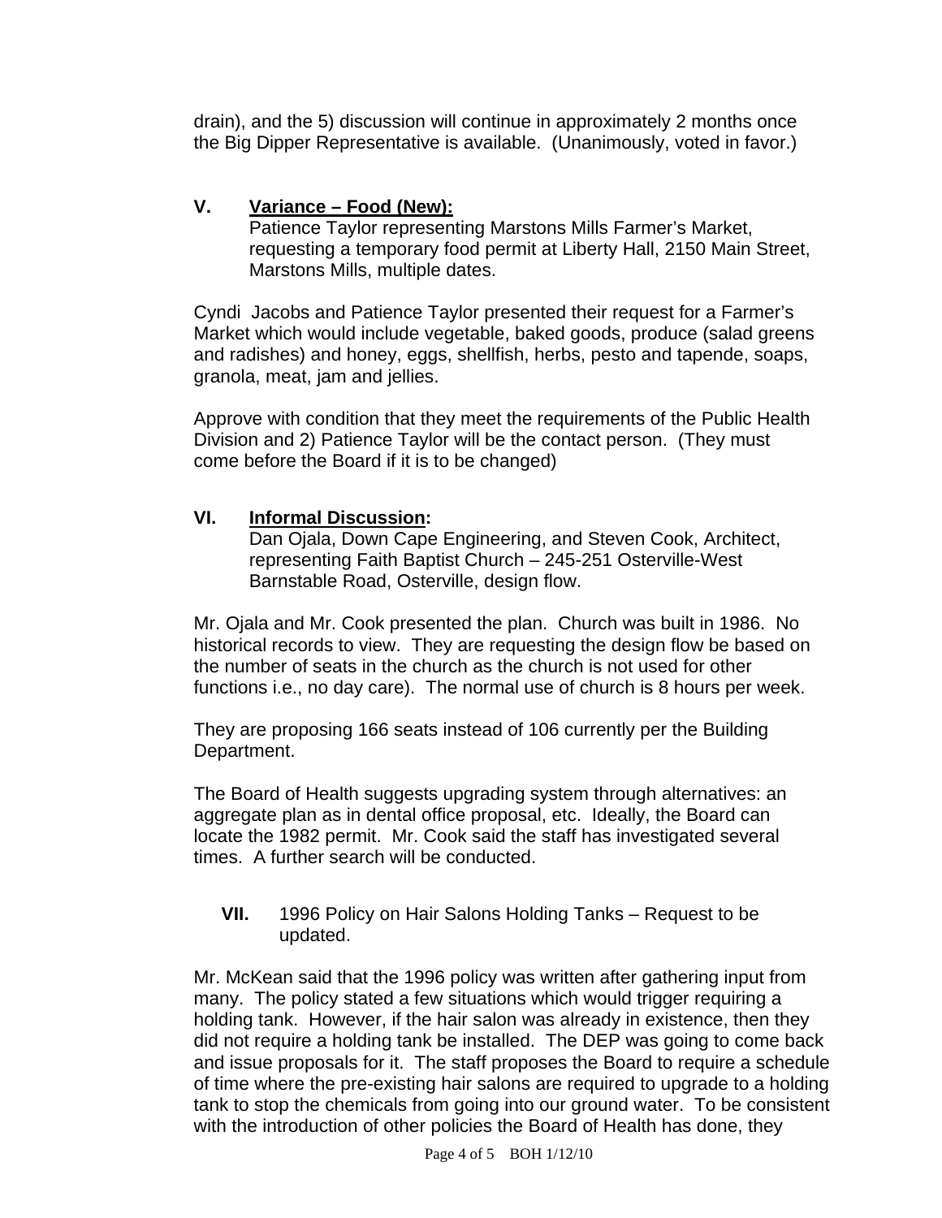drain), and the 5) discussion will continue in approximately 2 months once the Big Dipper Representative is available. (Unanimously, voted in favor.)

## V. Variance – Food (New):

Patience Taylor representing Marstons Mills Farmer's Market, requesting a temporary food permit at Liberty Hall, 2150 Main Street, Marstons Mills, multiple dates.

Cyndi Jacobs and Patience Taylor presented their request for a Farmer's Market which would include vegetable, baked goods, produce (salad greens and radishes) and honey, eggs, shellfish, herbs, pesto and tapende, soaps, granola, meat, jam and jellies.

Approve with condition that they meet the requirements of the Public Health Division and 2) Patience Taylor will be the contact person. (They must come before the Board if it is to be changed)

## VI. Informal Discussion:

Dan Ojala, Down Cape Engineering, and Steven Cook, Architect, representing Faith Baptist Church – 245-251 Osterville-West Barnstable Road, Osterville, design flow.

Mr. Ojala and Mr. Cook presented the plan. Church was built in 1986. No historical records to view. They are requesting the design flow be based on the number of seats in the church as the church is not used for other functions i.e., no day care). The normal use of church is 8 hours per week.

They are proposing 166 seats instead of 106 currently per the Building Department.

The Board of Health suggests upgrading system through alternatives: an aggregate plan as in dental office proposal, etc. Ideally, the Board can locate the 1982 permit. Mr. Cook said the staff has investigated several times. A further search will be conducted.

## VII. 1996 Policy on Hair Salons Holding Tanks – Request to be updated.

Mr. McKean said that the 1996 policy was written after gathering input from many. The policy stated a few situations which would trigger requiring a holding tank. However, if the hair salon was already in existence, then they did not require a holding tank be installed. The DEP was going to come back and issue proposals for it. The staff proposes the Board to require a schedule of time where the pre-existing hair salons are required to upgrade to a holding tank to stop the chemicals from going into our ground water. To be consistent with the introduction of other policies the Board of Health has done, they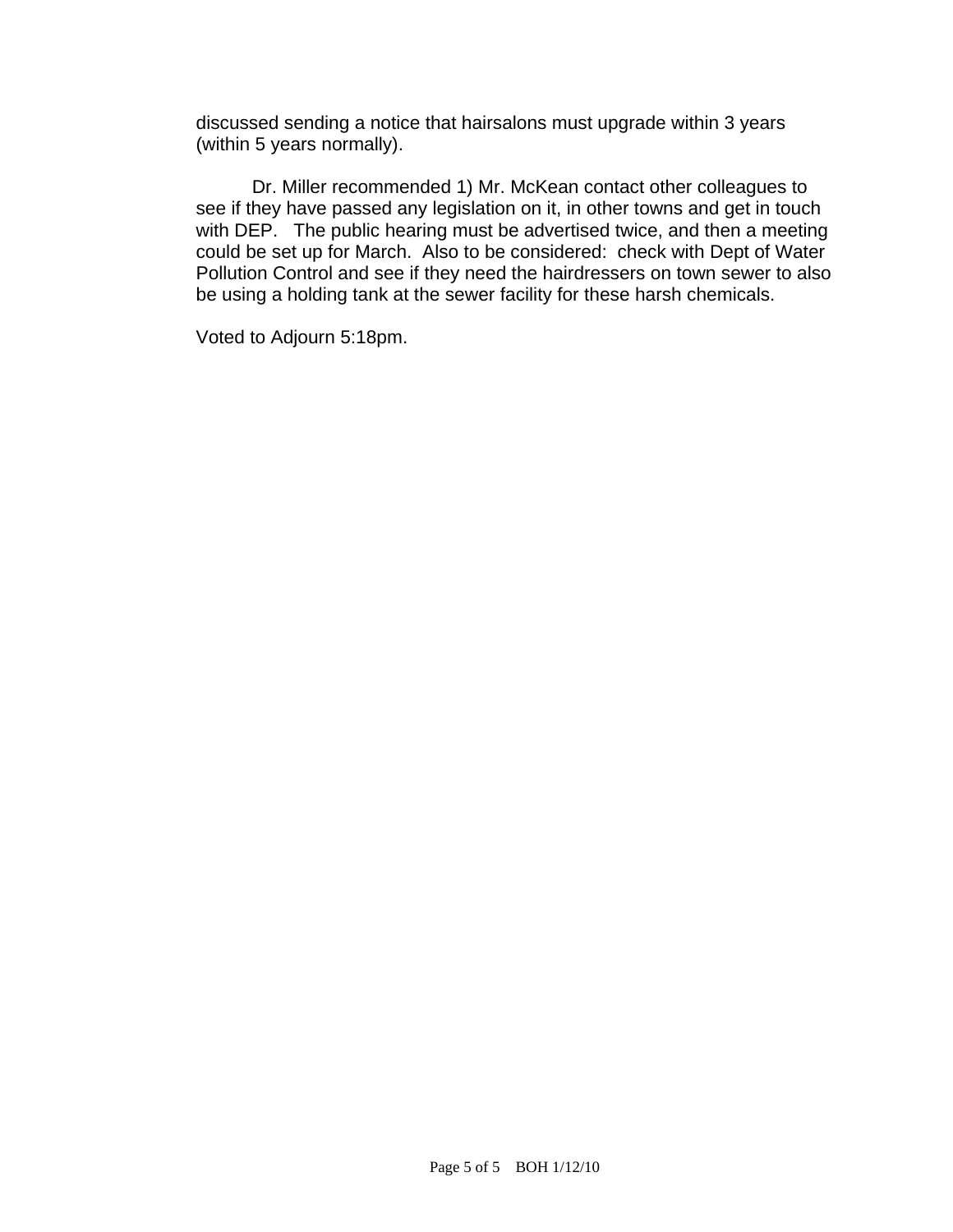discussed sending a notice that hairsalons must upgrade within 3 years (within 5 years normally).

Dr. Miller recommended 1) Mr. McKean contact other colleagues to see if they have passed any legislation on it, in other towns and get in touch with DEP. The public hearing must be advertised twice, and then a meeting could be set up for March. Also to be considered: check with Dept of Water Pollution Control and see if they need the hairdressers on town sewer to also be using a holding tank at the sewer facility for these harsh chemicals.

Voted to Adjourn 5:18pm.